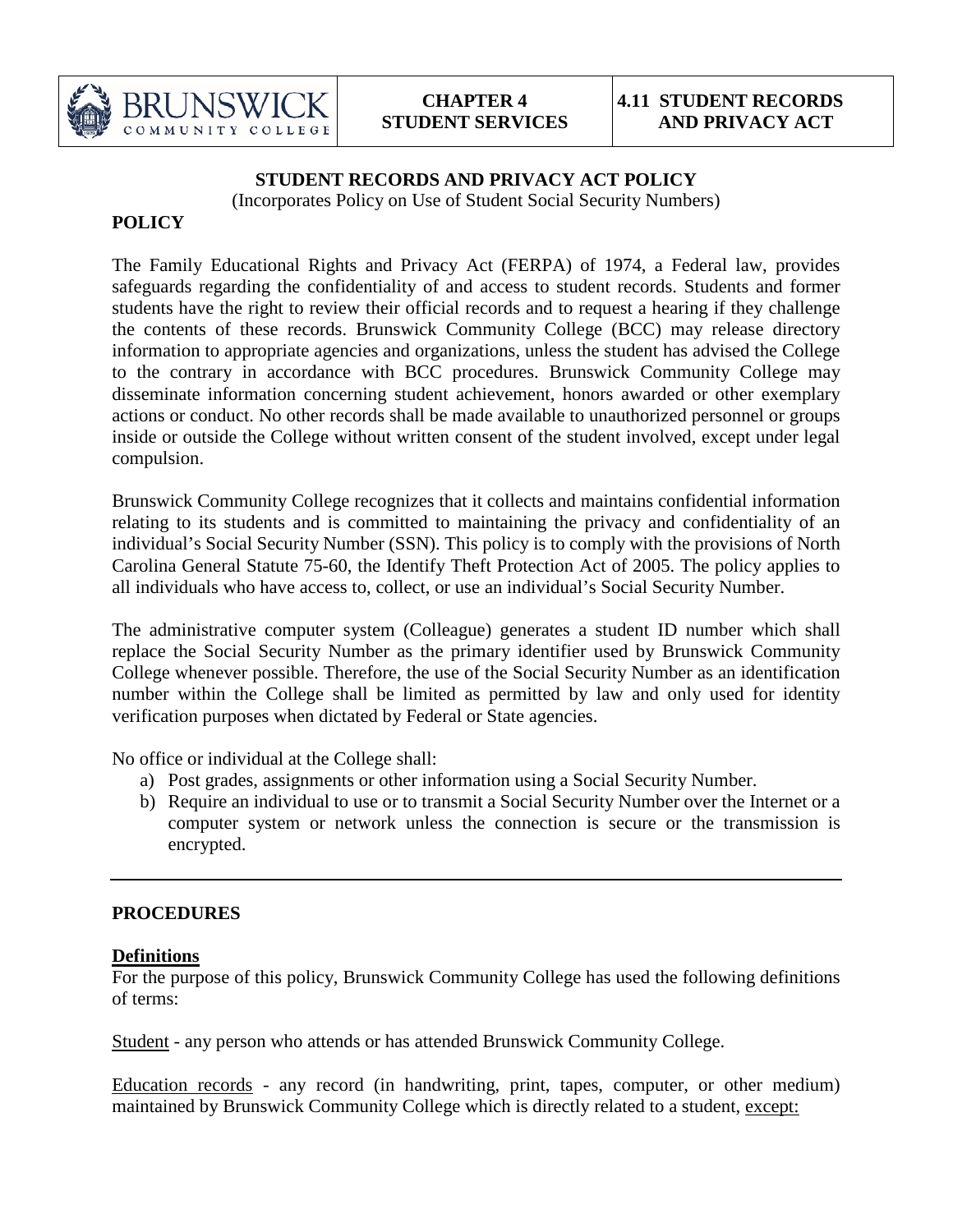| BRUNSWICK COMMUNITY COLLEGE | CHAPTER 4 STUDENT SERVICES | 4.11 STUDENT RECORDS AND PRIVACY ACT |
|---|---|---|

# STUDENT RECORDS AND PRIVACY ACT POLICY

(Incorporates Policy on Use of Student Social Security Numbers)

## POLICY

The Family Educational Rights and Privacy Act (FERPA) of 1974, a Federal law, provides safeguards regarding the confidentiality of and access to student records. Students and former students have the right to review their official records and to request a hearing if they challenge the contents of these records. Brunswick Community College (BCC) may release directory information to appropriate agencies and organizations, unless the student has advised the College to the contrary in accordance with BCC procedures. Brunswick Community College may disseminate information concerning student achievement, honors awarded or other exemplary actions or conduct. No other records shall be made available to unauthorized personnel or groups inside or outside the College without written consent of the student involved, except under legal compulsion.

Brunswick Community College recognizes that it collects and maintains confidential information relating to its students and is committed to maintaining the privacy and confidentiality of an individual's Social Security Number (SSN). This policy is to comply with the provisions of North Carolina General Statute 75-60, the Identify Theft Protection Act of 2005. The policy applies to all individuals who have access to, collect, or use an individual's Social Security Number.

The administrative computer system (Colleague) generates a student ID number which shall replace the Social Security Number as the primary identifier used by Brunswick Community College whenever possible. Therefore, the use of the Social Security Number as an identification number within the College shall be limited as permitted by law and only used for identity verification purposes when dictated by Federal or State agencies.

No office or individual at the College shall:

a) Post grades, assignments or other information using a Social Security Number.
b) Require an individual to use or to transmit a Social Security Number over the Internet or a computer system or network unless the connection is secure or the transmission is encrypted.

---

## PROCEDURES

### Definitions

For the purpose of this policy, Brunswick Community College has used the following definitions of terms:

Student - any person who attends or has attended Brunswick Community College.

Education records - any record (in handwriting, print, tapes, computer, or other medium) maintained by Brunswick Community College which is directly related to a student, except: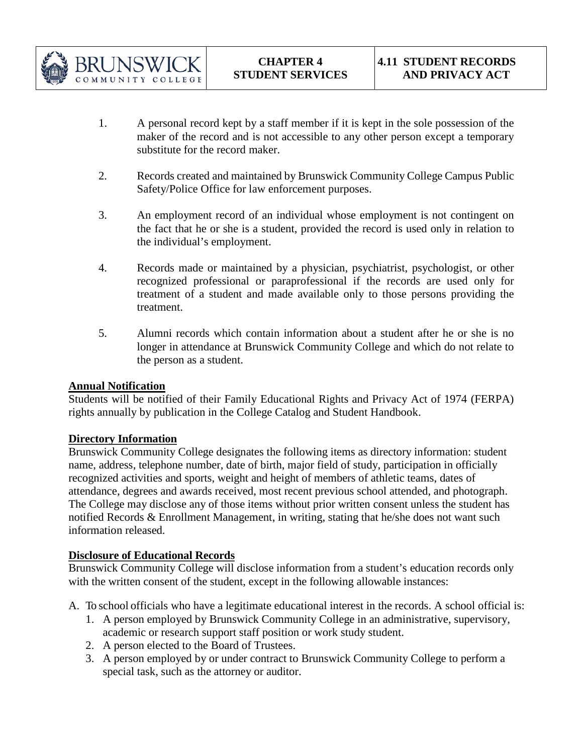1. A personal record kept by a staff member if it is kept in the sole possession of the maker of the record and is not accessible to any other person except a temporary substitute for the record maker.

2. Records created and maintained by Brunswick Community College Campus Public Safety/Police Office for law enforcement purposes.

3. An employment record of an individual whose employment is not contingent on the fact that he or she is a student, provided the record is used only in relation to the individual's employment.

4. Records made or maintained by a physician, psychiatrist, psychologist, or other recognized professional or paraprofessional if the records are used only for treatment of a student and made available only to those persons providing the treatment.

5. Alumni records which contain information about a student after he or she is no longer in attendance at Brunswick Community College and which do not relate to the person as a student.

**Annual Notification**

Students will be notified of their Family Educational Rights and Privacy Act of 1974 (FERPA) rights annually by publication in the College Catalog and Student Handbook.

**Directory Information**

Brunswick Community College designates the following items as directory information: student name, address, telephone number, date of birth, major field of study, participation in officially recognized activities and sports, weight and height of members of athletic teams, dates of attendance, degrees and awards received, most recent previous school attended, and photograph. The College may disclose any of those items without prior written consent unless the student has notified Records & Enrollment Management, in writing, stating that he/she does not want such information released.

**Disclosure of Educational Records**

Brunswick Community College will disclose information from a student's education records only with the written consent of the student, except in the following allowable instances:

A. To school officials who have a legitimate educational interest in the records. A school official is:
   1. A person employed by Brunswick Community College in an administrative, supervisory, academic or research support staff position or work study student.
   2. A person elected to the Board of Trustees.
   3. A person employed by or under contract to Brunswick Community College to perform a special task, such as the attorney or auditor.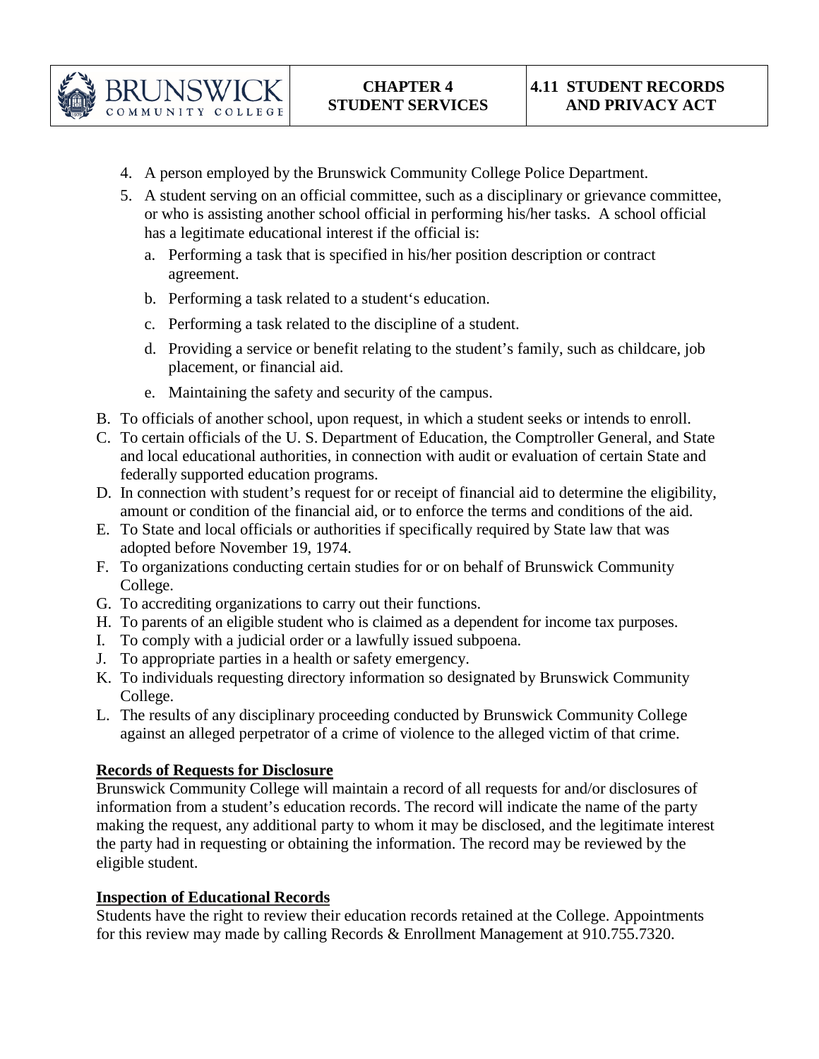4. A person employed by the Brunswick Community College Police Department.
5. A student serving on an official committee, such as a disciplinary or grievance committee, or who is assisting another school official in performing his/her tasks. A school official has a legitimate educational interest if the official is:
   a. Performing a task that is specified in his/her position description or contract agreement.
   b. Performing a task related to a student's education.
   c. Performing a task related to the discipline of a student.
   d. Providing a service or benefit relating to the student's family, such as childcare, job placement, or financial aid.
   e. Maintaining the safety and security of the campus.

B. To officials of another school, upon request, in which a student seeks or intends to enroll.
C. To certain officials of the U. S. Department of Education, the Comptroller General, and State and local educational authorities, in connection with audit or evaluation of certain State and federally supported education programs.
D. In connection with student's request for or receipt of financial aid to determine the eligibility, amount or condition of the financial aid, or to enforce the terms and conditions of the aid.
E. To State and local officials or authorities if specifically required by State law that was adopted before November 19, 1974.
F. To organizations conducting certain studies for or on behalf of Brunswick Community College.
G. To accrediting organizations to carry out their functions.
H. To parents of an eligible student who is claimed as a dependent for income tax purposes.
I. To comply with a judicial order or a lawfully issued subpoena.
J. To appropriate parties in a health or safety emergency.
K. To individuals requesting directory information so designated by Brunswick Community College.
L. The results of any disciplinary proceeding conducted by Brunswick Community College against an alleged perpetrator of a crime of violence to the alleged victim of that crime.

**Records of Requests for Disclosure**

Brunswick Community College will maintain a record of all requests for and/or disclosures of information from a student's education records. The record will indicate the name of the party making the request, any additional party to whom it may be disclosed, and the legitimate interest the party had in requesting or obtaining the information. The record may be reviewed by the eligible student.

**Inspection of Educational Records**

Students have the right to review their education records retained at the College. Appointments for this review may made by calling Records & Enrollment Management at 910.755.7320.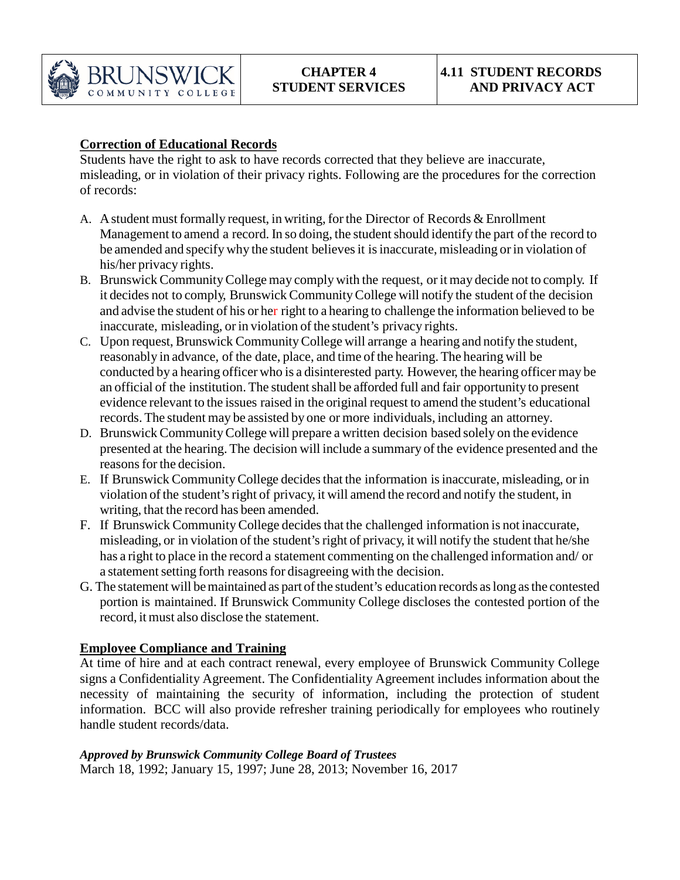## Correction of Educational Records

Students have the right to ask to have records corrected that they believe are inaccurate, misleading, or in violation of their privacy rights. Following are the procedures for the correction of records:

A. A student must formally request, in writing, for the Director of Records & Enrollment Management to amend a record. In so doing, the student should identify the part of the record to be amended and specify why the student believes it is inaccurate, misleading or in violation of his/her privacy rights.
B. Brunswick Community College may comply with the request, or it may decide not to comply. If it decides not to comply, Brunswick Community College will notify the student of the decision and advise the student of his or her right to a hearing to challenge the information believed to be inaccurate, misleading, or in violation of the student's privacy rights.
C. Upon request, Brunswick Community College will arrange a hearing and notify the student, reasonably in advance, of the date, place, and time of the hearing. The hearing will be conducted by a hearing officer who is a disinterested party. However, the hearing officer may be an official of the institution. The student shall be afforded full and fair opportunity to present evidence relevant to the issues raised in the original request to amend the student's educational records. The student may be assisted by one or more individuals, including an attorney.
D. Brunswick Community College will prepare a written decision based solely on the evidence presented at the hearing. The decision will include a summary of the evidence presented and the reasons for the decision.
E. If Brunswick Community College decides that the information is inaccurate, misleading, or in violation of the student's right of privacy, it will amend the record and notify the student, in writing, that the record has been amended.
F. If Brunswick Community College decides that the challenged information is not inaccurate, misleading, or in violation of the student's right of privacy, it will notify the student that he/she has a right to place in the record a statement commenting on the challenged information and/ or a statement setting forth reasons for disagreeing with the decision.
G. The statement will be maintained as part of the student's education records as long as the contested portion is maintained. If Brunswick Community College discloses the contested portion of the record, it must also disclose the statement.

## Employee Compliance and Training

At time of hire and at each contract renewal, every employee of Brunswick Community College signs a Confidentiality Agreement. The Confidentiality Agreement includes information about the necessity of maintaining the security of information, including the protection of student information. BCC will also provide refresher training periodically for employees who routinely handle student records/data.

***Approved by Brunswick Community College Board of Trustees***

March 18, 1992; January 15, 1997; June 28, 2013; November 16, 2017